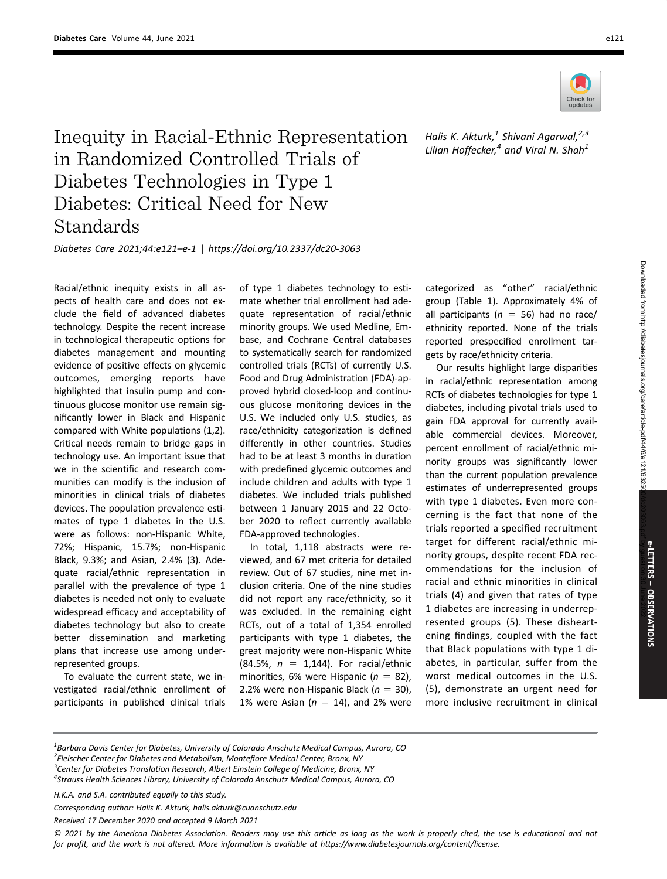# Inequity in Racial-Ethnic Representation in Randomized Controlled Trials of Diabetes Technologies in Type 1 Diabetes: Critical Need for New Standards

Halis K. Akturk,[1] Shivani Agarwal,[2,3] Lilian Hoffecker,[4] and Viral N. Shah[1]

*Diabetes Care 2021;44:e121–e-1 | https://doi.org/10.2337/dc20-3063*

Racial/ethnic inequity exists in all aspects of health care and does not exclude the field of advanced diabetes technology. Despite the recent increase in technological therapeutic options for diabetes management and mounting evidence of positive effects on glycemic outcomes, emerging reports have highlighted that insulin pump and continuous glucose monitor use remain significantly lower in Black and Hispanic compared with White populations (1,2). Critical needs remain to bridge gaps in technology use. An important issue that we in the scientific and research communities can modify is the inclusion of minorities in clinical trials of diabetes devices. The population prevalence estimates of type 1 diabetes in the U.S. were as follows: non-Hispanic White, 72%; Hispanic, 15.7%; non-Hispanic Black, 9.3%; and Asian, 2.4% (3). Adequate racial/ethnic representation in parallel with the prevalence of type 1 diabetes is needed not only to evaluate widespread efficacy and acceptability of diabetes technology but also to create better dissemination and marketing plans that increase use among underrepresented groups.

To evaluate the current state, we investigated racial/ethnic enrollment of participants in published clinical trials of type 1 diabetes technology to estimate whether trial enrollment had adequate representation of racial/ethnic minority groups. We used Medline, Embase, and Cochrane Central databases to systematically search for randomized controlled trials (RCTs) of currently U.S. Food and Drug Administration (FDA)-approved hybrid closed-loop and continuous glucose monitoring devices in the U.S. We included only U.S. studies, as race/ethnicity categorization is defined differently in other countries. Studies had to be at least 3 months in duration with predefined glycemic outcomes and include children and adults with type 1 diabetes. We included trials published between 1 January 2015 and 22 October 2020 to reflect currently available FDA-approved technologies.

In total, 1,118 abstracts were reviewed, and 67 met criteria for detailed review. Out of 67 studies, nine met inclusion criteria. One of the nine studies did not report any race/ethnicity, so it was excluded. In the remaining eight RCTs, out of a total of 1,354 enrolled participants with type 1 diabetes, the great majority were non-Hispanic White (84.5%, $n = 1,144$). For racial/ethnic minorities, 6% were Hispanic ($n = 82$), 2.2% were non-Hispanic Black ($n = 30$), 1% were Asian ($n = 14$), and 2% were categorized as "other" racial/ethnic group (Table 1). Approximately 4% of all participants ($n = 56$) had no race/ethnicity reported. None of the trials reported prespecified enrollment targets by race/ethnicity criteria.

Our results highlight large disparities in racial/ethnic representation among RCTs of diabetes technologies for type 1 diabetes, including pivotal trials used to gain FDA approval for currently available commercial devices. Moreover, percent enrollment of racial/ethnic minority groups was significantly lower than the current population prevalence estimates of underrepresented groups with type 1 diabetes. Even more concerning is the fact that none of the trials reported a specified recruitment target for different racial/ethnic minority groups, despite recent FDA recommendations for the inclusion of racial and ethnic minorities in clinical trials (4) and given that rates of type 1 diabetes are increasing in underrepresented groups (5). These disheartening findings, coupled with the fact that Black populations with type 1 diabetes, in particular, suffer from the worst medical outcomes in the U.S. (5), demonstrate an urgent need for more inclusive recruitment in clinical

---

[1] Barbara Davis Center for Diabetes, University of Colorado Anschutz Medical Campus, Aurora, CO
[2] Fleischer Center for Diabetes and Metabolism, Montefiore Medical Center, Bronx, NY
[3] Center for Diabetes Translation Research, Albert Einstein College of Medicine, Bronx, NY
[4] Strauss Health Sciences Library, University of Colorado Anschutz Medical Campus, Aurora, CO

H.K.A. and S.A. contributed equally to this study.

Corresponding author: Halis K. Akturk, halis.akturk@cuanschutz.edu

Received 17 December 2020 and accepted 9 March 2021

© 2021 by the American Diabetes Association. Readers may use this article as long as the work is properly cited, the use is educational and not for profit, and the work is not altered. More information is available at https://www.diabetesjournals.org/content/license.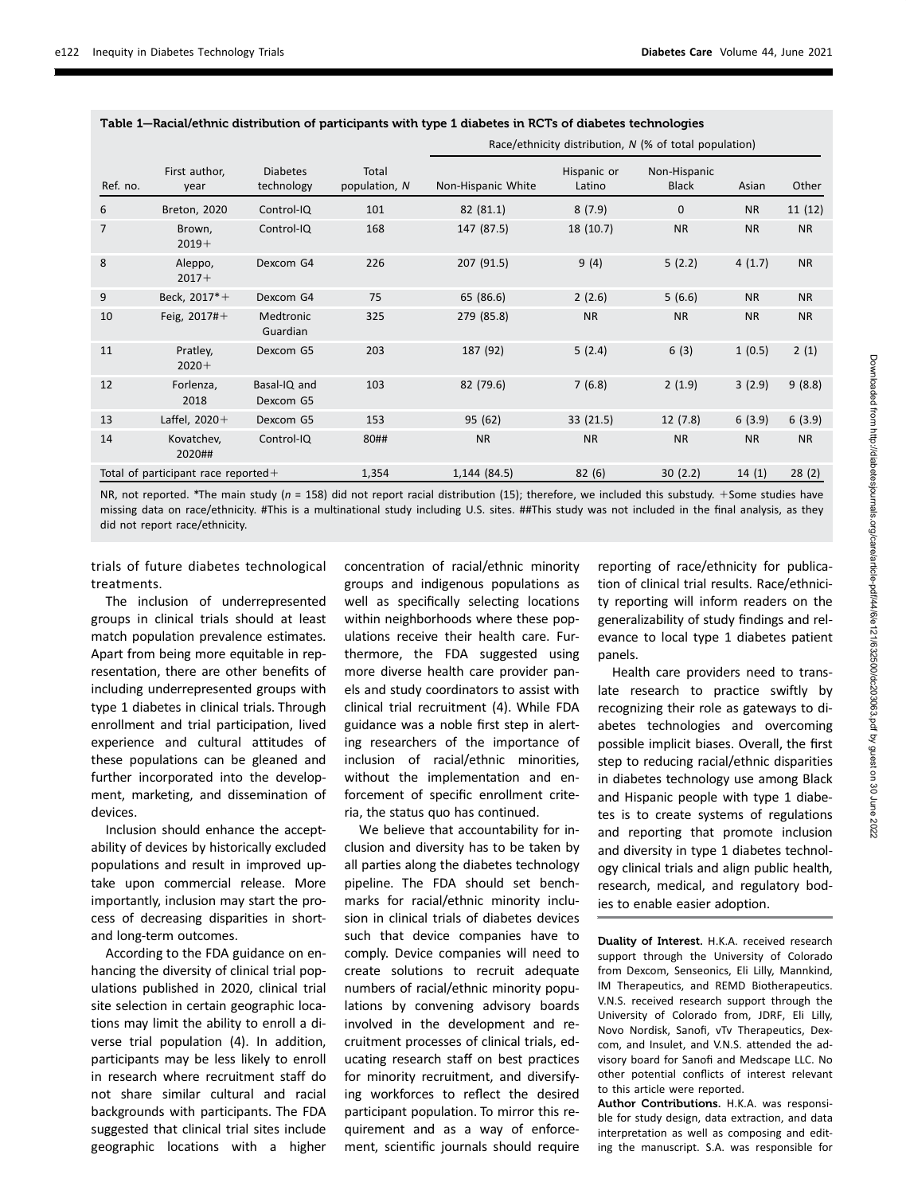**Table 1—Racial/ethnic distribution of participants with type 1 diabetes in RCTs of diabetes technologies**

| Ref. no. | First author, year | Diabetes technology | Total population, N | Race/ethnicity distribution, N (% of total population) | | | | |
|---|---|---|---|---|---|---|---|---|
| | | | | Non-Hispanic White | Hispanic or Latino | Non-Hispanic Black | Asian | Other |
| 6 | Breton, 2020 | Control-IQ | 101 | 82 (81.1) | 8 (7.9) | 0 | NR | 11 (12) |
| 7 | Brown, 2019+ | Control-IQ | 168 | 147 (87.5) | 18 (10.7) | NR | NR | NR |
| 8 | Aleppo, 2017+ | Dexcom G4 | 226 | 207 (91.5) | 9 (4) | 5 (2.2) | 4 (1.7) | NR |
| 9 | Beck, 2017*+ | Dexcom G4 | 75 | 65 (86.6) | 2 (2.6) | 5 (6.6) | NR | NR |
| 10 | Feig, 2017#+ | Medtronic Guardian | 325 | 279 (85.8) | NR | NR | NR | NR |
| 11 | Pratley, 2020+ | Dexcom G5 | 203 | 187 (92) | 5 (2.4) | 6 (3) | 1 (0.5) | 2 (1) |
| 12 | Forlenza, 2018 | Basal-IQ and Dexcom G5 | 103 | 82 (79.6) | 7 (6.8) | 2 (1.9) | 3 (2.9) | 9 (8.8) |
| 13 | Laffel, 2020+ | Dexcom G5 | 153 | 95 (62) | 33 (21.5) | 12 (7.8) | 6 (3.9) | 6 (3.9) |
| 14 | Kovatchev, 2020## | Control-IQ | 80## | NR | NR | NR | NR | NR |
| Total of participant race reported+ | | | 1,354 | 1,144 (84.5) | 82 (6) | 30 (2.2) | 14 (1) | 28 (2) |

NR, not reported. *The main study ($n$ = 158) did not report racial distribution (15); therefore, we included this substudy. +Some studies have missing data on race/ethnicity. #This is a multinational study including U.S. sites. ##This study was not included in the final analysis, as they did not report race/ethnicity.

trials of future diabetes technological treatments.

The inclusion of underrepresented groups in clinical trials should at least match population prevalence estimates. Apart from being more equitable in representation, there are other benefits of including underrepresented groups with type 1 diabetes in clinical trials. Through enrollment and trial participation, lived experience and cultural attitudes of these populations can be gleaned and further incorporated into the development, marketing, and dissemination of devices.

Inclusion should enhance the acceptability of devices by historically excluded populations and result in improved uptake upon commercial release. More importantly, inclusion may start the process of decreasing disparities in short- and long-term outcomes.

According to the FDA guidance on enhancing the diversity of clinical trial populations published in 2020, clinical trial site selection in certain geographic locations may limit the ability to enroll a diverse trial population (4). In addition, participants may be less likely to enroll in research where recruitment staff do not share similar cultural and racial backgrounds with participants. The FDA suggested that clinical trial sites include geographic locations with a higher concentration of racial/ethnic minority groups and indigenous populations as well as specifically selecting locations within neighborhoods where these populations receive their health care. Furthermore, the FDA suggested using more diverse health care provider panels and study coordinators to assist with clinical trial recruitment (4). While FDA guidance was a noble first step in alerting researchers of the importance of inclusion of racial/ethnic minorities, without the implementation and enforcement of specific enrollment criteria, the status quo has continued.

We believe that accountability for inclusion and diversity has to be taken by all parties along the diabetes technology pipeline. The FDA should set benchmarks for racial/ethnic minority inclusion in clinical trials of diabetes devices such that device companies have to comply. Device companies will need to create solutions to recruit adequate numbers of racial/ethnic minority populations by convening advisory boards involved in the development and recruitment processes of clinical trials, educating research staff on best practices for minority recruitment, and diversifying workforces to reflect the desired participant population. To mirror this requirement and as a way of enforcement, scientific journals should require reporting of race/ethnicity for publication of clinical trial results. Race/ethnicity reporting will inform readers on the generalizability of study findings and relevance to local type 1 diabetes patient panels.

Health care providers need to translate research to practice swiftly by recognizing their role as gateways to diabetes technologies and overcoming possible implicit biases. Overall, the first step to reducing racial/ethnic disparities in diabetes technology use among Black and Hispanic people with type 1 diabetes is to create systems of regulations and reporting that promote inclusion and diversity in type 1 diabetes technology clinical trials and align public health, research, medical, and regulatory bodies to enable easier adoption.

**Duality of Interest.** H.K.A. received research support through the University of Colorado from Dexcom, Senseonics, Eli Lilly, Mannkind, IM Therapeutics, and REMD Biotherapeutics. V.N.S. received research support through the University of Colorado from, JDRF, Eli Lilly, Novo Nordisk, Sanofi, vTv Therapeutics, Dexcom, and Insulet, and V.N.S. attended the advisory board for Sanofi and Medscape LLC. No other potential conflicts of interest relevant to this article were reported.

**Author Contributions.** H.K.A. was responsible for study design, data extraction, and data interpretation as well as composing and editing the manuscript. S.A. was responsible for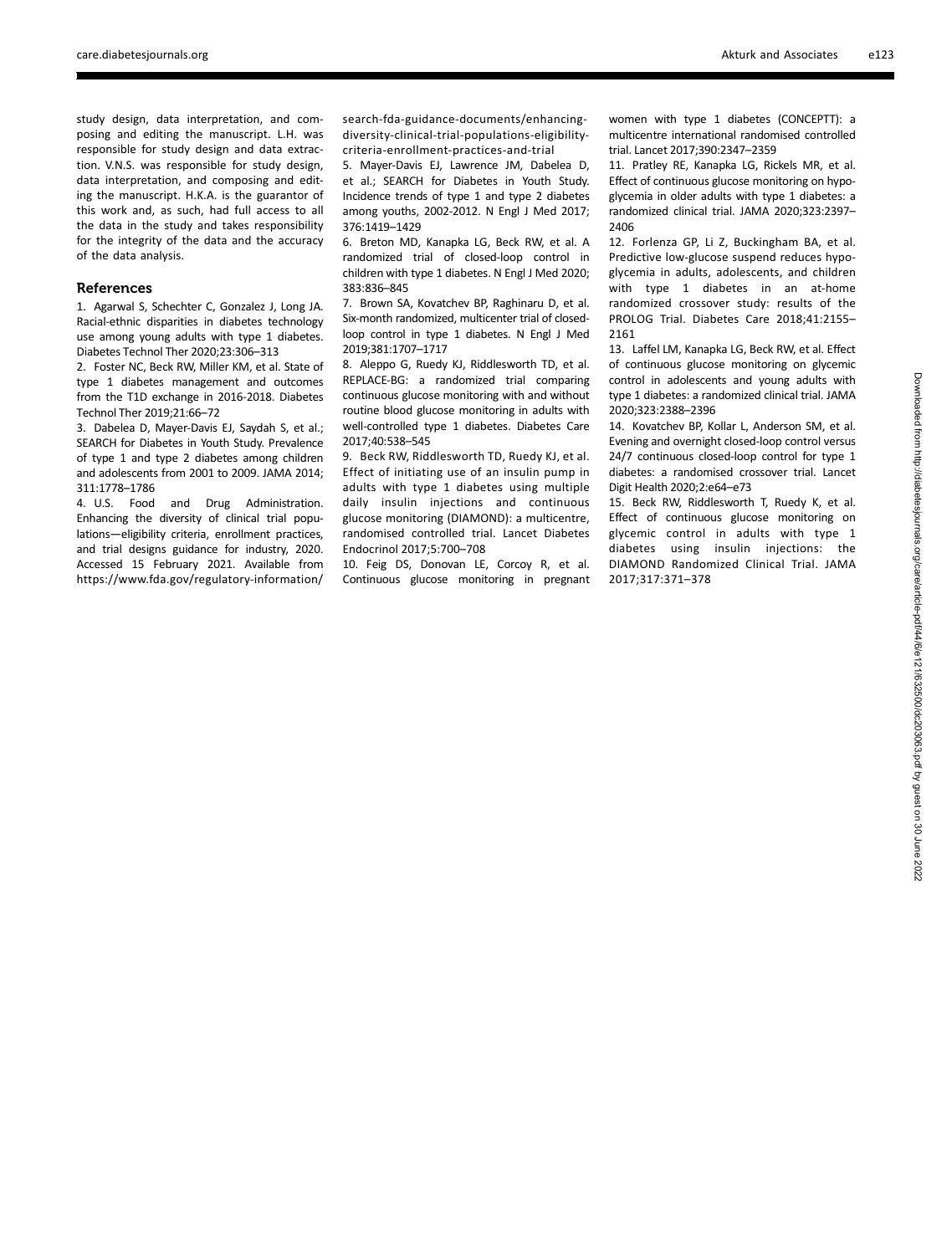study design, data interpretation, and composing and editing the manuscript. L.H. was responsible for study design and data extraction. V.N.S. was responsible for study design, data interpretation, and composing and editing the manuscript. H.K.A. is the guarantor of this work and, as such, had full access to all the data in the study and takes responsibility for the integrity of the data and the accuracy of the data analysis.

## References

1. Agarwal S, Schechter C, Gonzalez J, Long JA. Racial-ethnic disparities in diabetes technology use among young adults with type 1 diabetes. Diabetes Technol Ther 2020;23:306–313
2. Foster NC, Beck RW, Miller KM, et al. State of type 1 diabetes management and outcomes from the T1D exchange in 2016-2018. Diabetes Technol Ther 2019;21:66–72
3. Dabelea D, Mayer-Davis EJ, Saydah S, et al.; SEARCH for Diabetes in Youth Study. Prevalence of type 1 and type 2 diabetes among children and adolescents from 2001 to 2009. JAMA 2014; 311:1778–1786
4. U.S. Food and Drug Administration. Enhancing the diversity of clinical trial populations—eligibility criteria, enrollment practices, and trial designs guidance for industry, 2020. Accessed 15 February 2021. Available from https://www.fda.gov/regulatory-information/search-fda-guidance-documents/enhancing-diversity-clinical-trial-populations-eligibility-criteria-enrollment-practices-and-trial
5. Mayer-Davis EJ, Lawrence JM, Dabelea D, et al.; SEARCH for Diabetes in Youth Study. Incidence trends of type 1 and type 2 diabetes among youths, 2002-2012. N Engl J Med 2017; 376:1419–1429
6. Breton MD, Kanapka LG, Beck RW, et al. A randomized trial of closed-loop control in children with type 1 diabetes. N Engl J Med 2020; 383:836–845
7. Brown SA, Kovatchev BP, Raghinaru D, et al. Six-month randomized, multicenter trial of closed-loop control in type 1 diabetes. N Engl J Med 2019;381:1707–1717
8. Aleppo G, Ruedy KJ, Riddlesworth TD, et al. REPLACE-BG: a randomized trial comparing continuous glucose monitoring with and without routine blood glucose monitoring in adults with well-controlled type 1 diabetes. Diabetes Care 2017;40:538–545
9. Beck RW, Riddlesworth TD, Ruedy KJ, et al. Effect of initiating use of an insulin pump in adults with type 1 diabetes using multiple daily insulin injections and continuous glucose monitoring (DIAMOND): a multicentre, randomised controlled trial. Lancet Diabetes Endocrinol 2017;5:700–708
10. Feig DS, Donovan LE, Corcoy R, et al. Continuous glucose monitoring in pregnant women with type 1 diabetes (CONCEPTT): a multicentre international randomised controlled trial. Lancet 2017;390:2347–2359
11. Pratley RE, Kanapka LG, Rickels MR, et al. Effect of continuous glucose monitoring on hypoglycemia in older adults with type 1 diabetes: a randomized clinical trial. JAMA 2020;323:2397–2406
12. Forlenza GP, Li Z, Buckingham BA, et al. Predictive low-glucose suspend reduces hypoglycemia in adults, adolescents, and children with type 1 diabetes in an at-home randomized crossover study: results of the PROLOG Trial. Diabetes Care 2018;41:2155–2161
13. Laffel LM, Kanapka LG, Beck RW, et al. Effect of continuous glucose monitoring on glycemic control in adolescents and young adults with type 1 diabetes: a randomized clinical trial. JAMA 2020;323:2388–2396
14. Kovatchev BP, Kollar L, Anderson SM, et al. Evening and overnight closed-loop control versus 24/7 continuous closed-loop control for type 1 diabetes: a randomised crossover trial. Lancet Digit Health 2020;2:e64–e73
15. Beck RW, Riddlesworth T, Ruedy K, et al. Effect of continuous glucose monitoring on glycemic control in adults with type 1 diabetes using insulin injections: the DIAMOND Randomized Clinical Trial. JAMA 2017;317:371–378